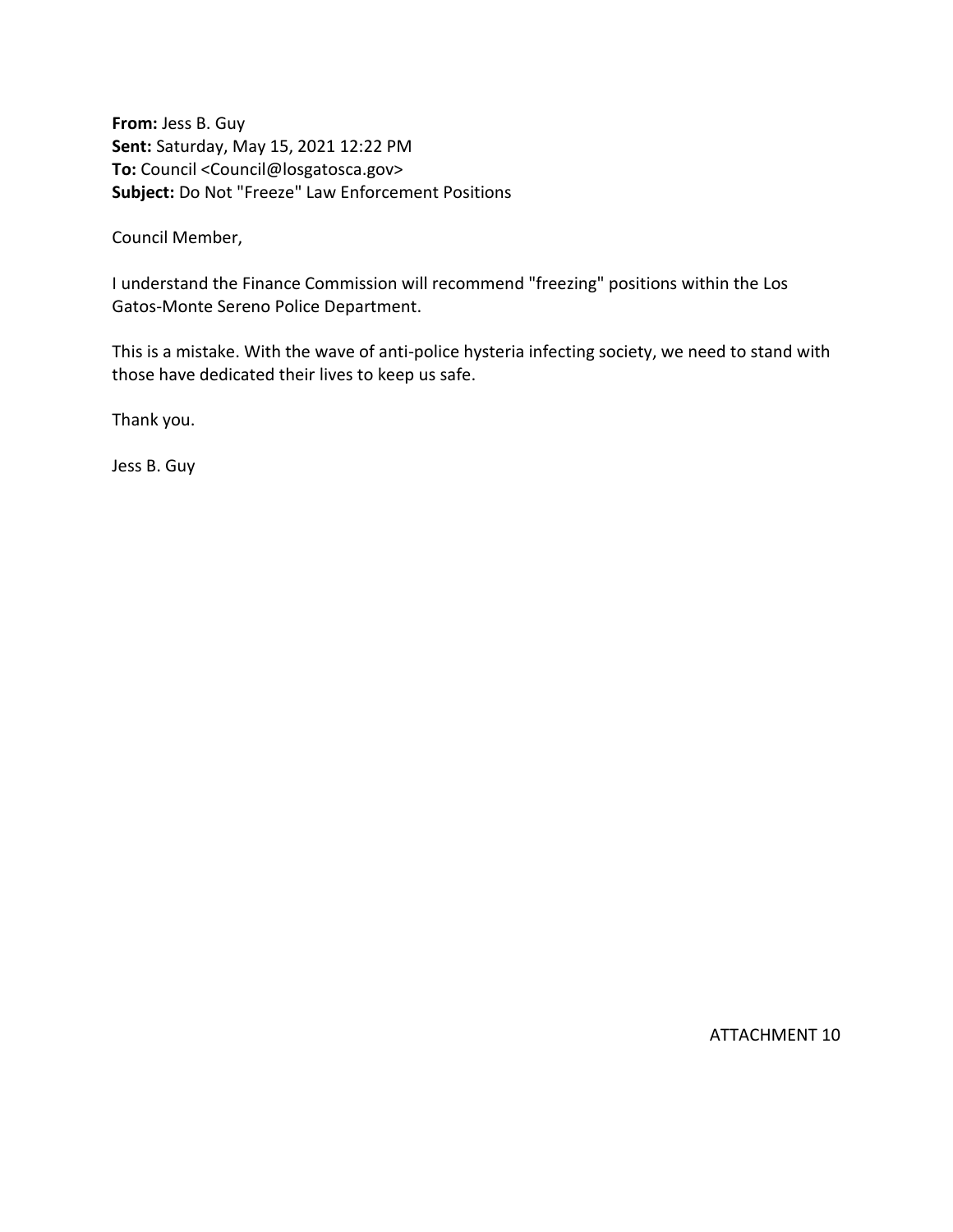**From:** Jess B. Guy
**Sent:** Saturday, May 15, 2021 12:22 PM
**To:** Council <Council@losgatosca.gov>
**Subject:** Do Not "Freeze" Law Enforcement Positions

Council Member,

I understand the Finance Commission will recommend "freezing" positions within the Los Gatos-Monte Sereno Police Department.

This is a mistake. With the wave of anti-police hysteria infecting society, we need to stand with those have dedicated their lives to keep us safe.

Thank you.

Jess B. Guy

ATTACHMENT 10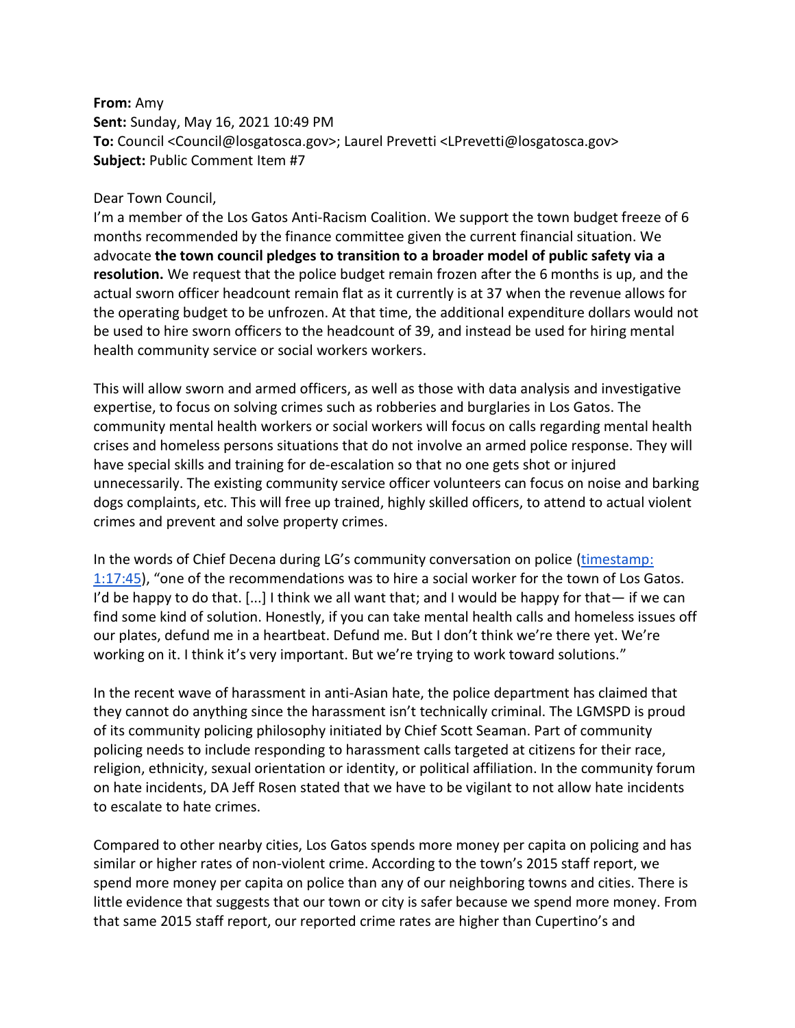**From:** Amy
**Sent:** Sunday, May 16, 2021 10:49 PM
**To:** Council <Council@losgatosca.gov>; Laurel Prevetti <LPrevetti@losgatosca.gov>
**Subject:** Public Comment Item #7

Dear Town Council,

I'm a member of the Los Gatos Anti-Racism Coalition. We support the town budget freeze of 6 months recommended by the finance committee given the current financial situation. We advocate **the town council pledges to transition to a broader model of public safety via a resolution.** We request that the police budget remain frozen after the 6 months is up, and the actual sworn officer headcount remain flat as it currently is at 37 when the revenue allows for the operating budget to be unfrozen. At that time, the additional expenditure dollars would not be used to hire sworn officers to the headcount of 39, and instead be used for hiring mental health community service or social workers workers.

This will allow sworn and armed officers, as well as those with data analysis and investigative expertise, to focus on solving crimes such as robberies and burglaries in Los Gatos. The community mental health workers or social workers will focus on calls regarding mental health crises and homeless persons situations that do not involve an armed police response. They will have special skills and training for de-escalation so that no one gets shot or injured unnecessarily. The existing community service officer volunteers can focus on noise and barking dogs complaints, etc. This will free up trained, highly skilled officers, to attend to actual violent crimes and prevent and solve property crimes.

In the words of Chief Decena during LG's community conversation on police (timestamp: 1:17:45), "one of the recommendations was to hire a social worker for the town of Los Gatos. I'd be happy to do that. [...] I think we all want that; and I would be happy for that— if we can find some kind of solution. Honestly, if you can take mental health calls and homeless issues off our plates, defund me in a heartbeat. Defund me. But I don't think we're there yet. We're working on it. I think it's very important. But we're trying to work toward solutions."

In the recent wave of harassment in anti-Asian hate, the police department has claimed that they cannot do anything since the harassment isn't technically criminal. The LGMSPD is proud of its community policing philosophy initiated by Chief Scott Seaman. Part of community policing needs to include responding to harassment calls targeted at citizens for their race, religion, ethnicity, sexual orientation or identity, or political affiliation. In the community forum on hate incidents, DA Jeff Rosen stated that we have to be vigilant to not allow hate incidents to escalate to hate crimes.

Compared to other nearby cities, Los Gatos spends more money per capita on policing and has similar or higher rates of non-violent crime. According to the town's 2015 staff report, we spend more money per capita on police than any of our neighboring towns and cities. There is little evidence that suggests that our town or city is safer because we spend more money. From that same 2015 staff report, our reported crime rates are higher than Cupertino's and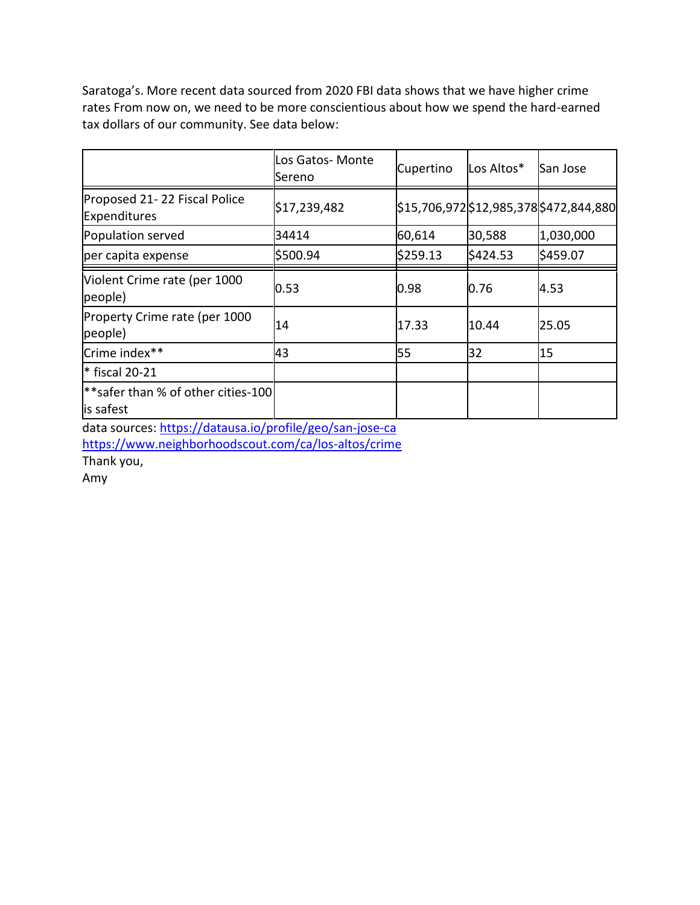Saratoga's. More recent data sourced from 2020 FBI data shows that we have higher crime rates From now on, we need to be more conscientious about how we spend the hard-earned tax dollars of our community. See data below:

| | Los Gatos- Monte Sereno | Cupertino | Los Altos* | San Jose |
|---|---|---|---|---|
| Proposed 21- 22 Fiscal Police Expenditures | $17,239,482 | $15,706,972 | $12,985,378 | $472,844,880 |
| Population served | 34414 | 60,614 | 30,588 | 1,030,000 |
| per capita expense | $500.94 | $259.13 | $424.53 | $459.07 |
| Violent Crime rate (per 1000 people) | 0.53 | 0.98 | 0.76 | 4.53 |
| Property Crime rate (per 1000 people) | 14 | 17.33 | 10.44 | 25.05 |
| Crime index** | 43 | 55 | 32 | 15 |
| * fiscal 20-21 | | | | |
| **safer than % of other cities-100 is safest | | | | |

data sources: https://datausa.io/profile/geo/san-jose-ca
https://www.neighborhoodscout.com/ca/los-altos/crime

Thank you,

Amy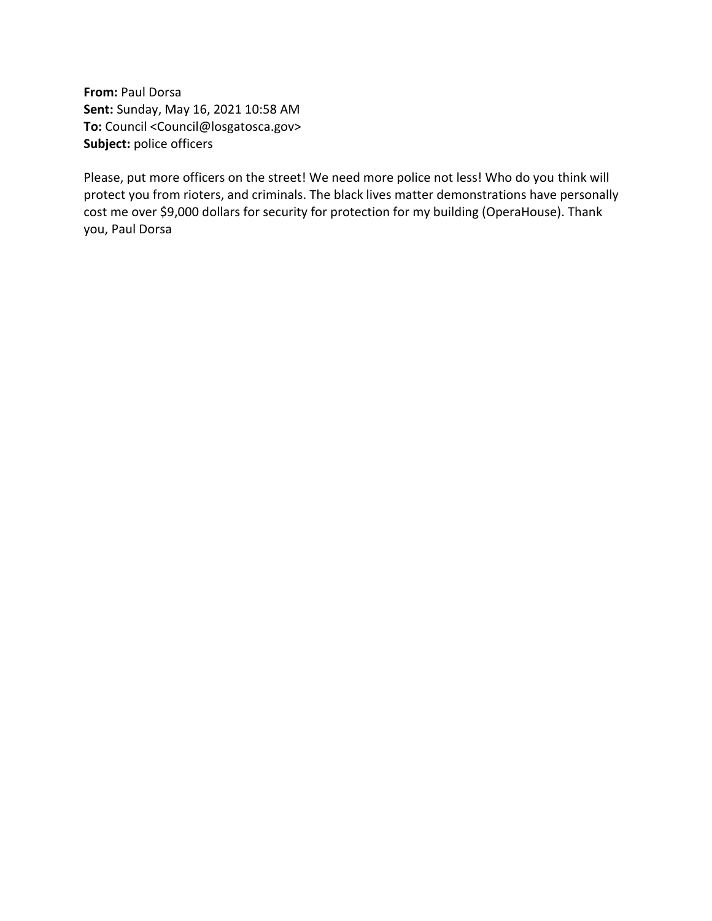**From:** Paul Dorsa
**Sent:** Sunday, May 16, 2021 10:58 AM
**To:** Council <Council@losgatosca.gov>
**Subject:** police officers

Please, put more officers on the street! We need more police not less! Who do you think will protect you from rioters, and criminals. The black lives matter demonstrations have personally cost me over $9,000 dollars for security for protection for my building (OperaHouse). Thank you, Paul Dorsa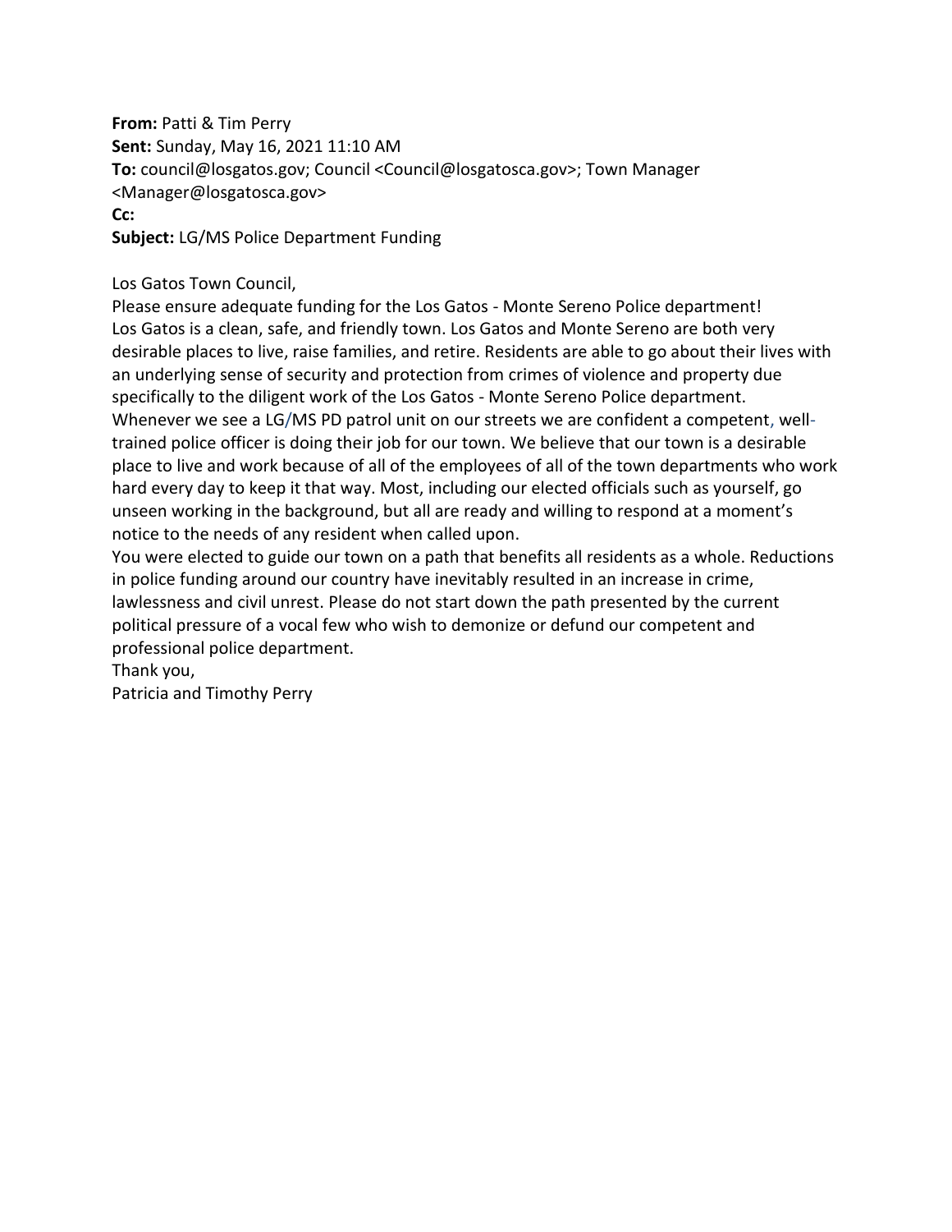**From:** Patti & Tim Perry
**Sent:** Sunday, May 16, 2021 11:10 AM
**To:** council@losgatos.gov; Council <Council@losgatosca.gov>; Town Manager <Manager@losgatosca.gov>
**Cc:**
**Subject:** LG/MS Police Department Funding

Los Gatos Town Council,
Please ensure adequate funding for the Los Gatos - Monte Sereno Police department!
Los Gatos is a clean, safe, and friendly town. Los Gatos and Monte Sereno are both very desirable places to live, raise families, and retire. Residents are able to go about their lives with an underlying sense of security and protection from crimes of violence and property due specifically to the diligent work of the Los Gatos - Monte Sereno Police department.
Whenever we see a LG/MS PD patrol unit on our streets we are confident a competent, well-trained police officer is doing their job for our town. We believe that our town is a desirable place to live and work because of all of the employees of all of the town departments who work hard every day to keep it that way. Most, including our elected officials such as yourself, go unseen working in the background, but all are ready and willing to respond at a moment's notice to the needs of any resident when called upon.
You were elected to guide our town on a path that benefits all residents as a whole. Reductions in police funding around our country have inevitably resulted in an increase in crime, lawlessness and civil unrest. Please do not start down the path presented by the current political pressure of a vocal few who wish to demonize or defund our competent and professional police department.
Thank you,
Patricia and Timothy Perry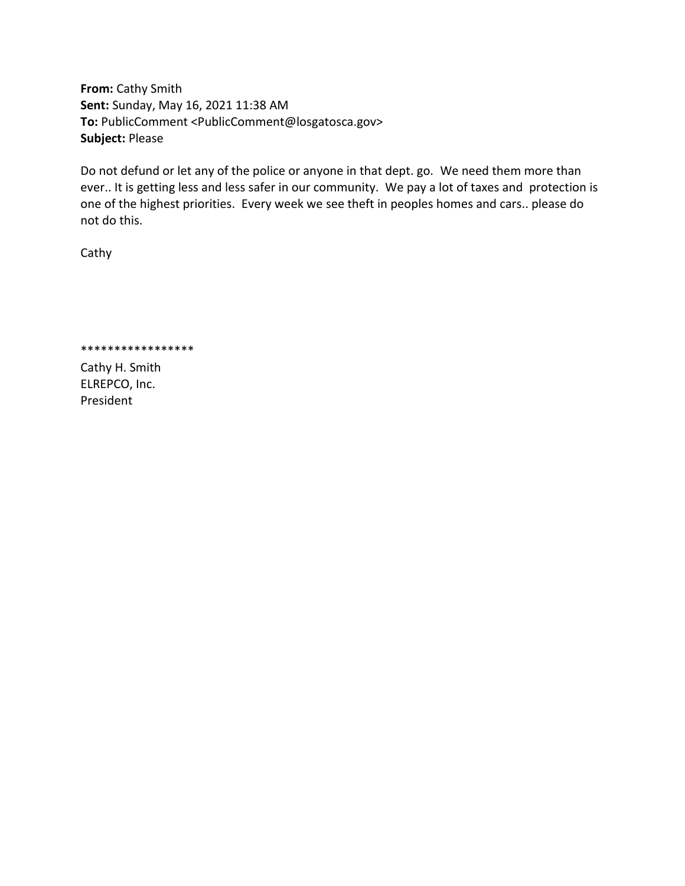**From:** Cathy Smith
**Sent:** Sunday, May 16, 2021 11:38 AM
**To:** PublicComment <PublicComment@losgatosca.gov>
**Subject:** Please

Do not defund or let any of the police or anyone in that dept. go. We need them more than ever.. It is getting less and less safer in our community. We pay a lot of taxes and protection is one of the highest priorities. Every week we see theft in peoples homes and cars.. please do not do this.

Cathy

*****************
Cathy H. Smith
ELREPCO, Inc.
President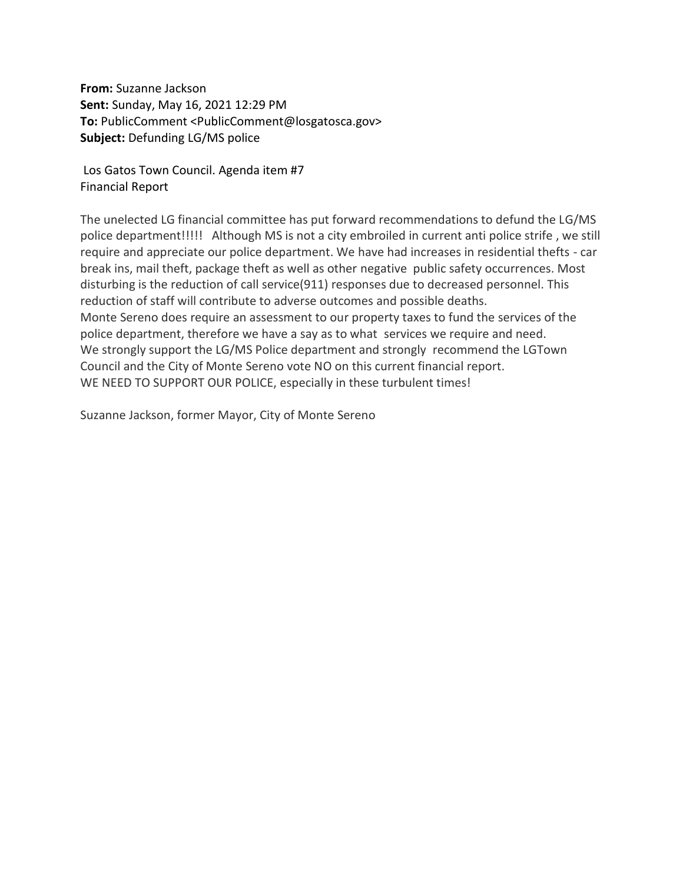**From:** Suzanne Jackson
**Sent:** Sunday, May 16, 2021 12:29 PM
**To:** PublicComment <PublicComment@losgatosca.gov>
**Subject:** Defunding LG/MS police

Los Gatos Town Council. Agenda item #7
Financial Report

The unelected LG financial committee has put forward recommendations to defund the LG/MS police department!!!!! Although MS is not a city embroiled in current anti police strife , we still require and appreciate our police department. We have had increases in residential thefts - car break ins, mail theft, package theft as well as other negative public safety occurrences. Most disturbing is the reduction of call service(911) responses due to decreased personnel. This reduction of staff will contribute to adverse outcomes and possible deaths.
Monte Sereno does require an assessment to our property taxes to fund the services of the police department, therefore we have a say as to what services we require and need.
We strongly support the LG/MS Police department and strongly recommend the LGTown Council and the City of Monte Sereno vote NO on this current financial report.
WE NEED TO SUPPORT OUR POLICE, especially in these turbulent times!

Suzanne Jackson, former Mayor, City of Monte Sereno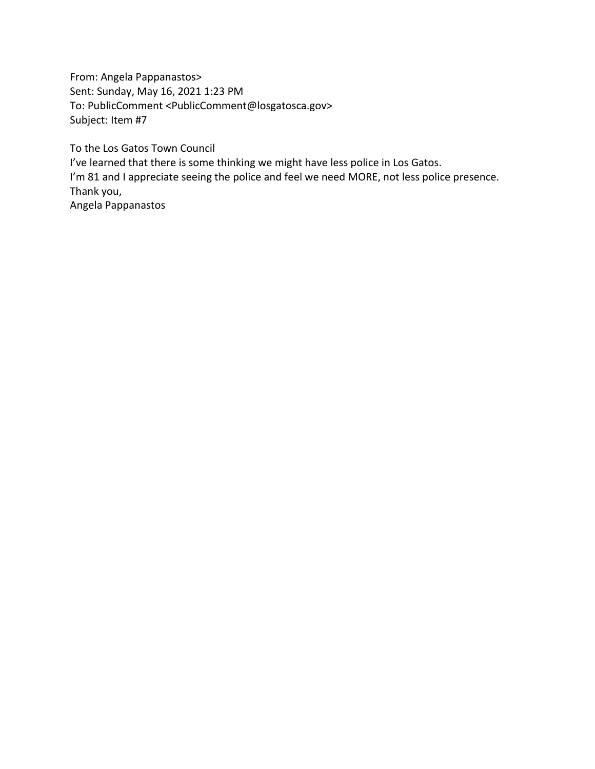From: Angela Pappanastos>
Sent: Sunday, May 16, 2021 1:23 PM
To: PublicComment <PublicComment@losgatosca.gov>
Subject: Item #7

To the Los Gatos Town Council
I've learned that there is some thinking we might have less police in Los Gatos.
I'm 81 and I appreciate seeing the police and feel we need MORE, not less police presence.
Thank you,
Angela Pappanastos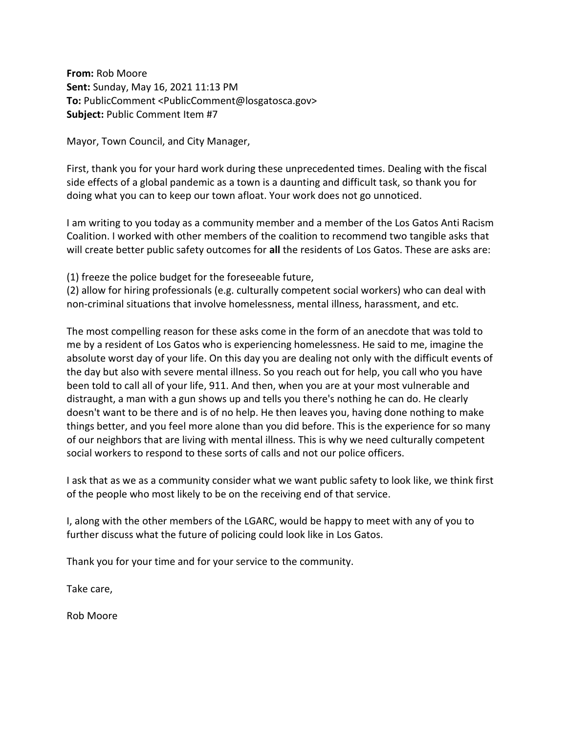**From:** Rob Moore
**Sent:** Sunday, May 16, 2021 11:13 PM
**To:** PublicComment <PublicComment@losgatosca.gov>
**Subject:** Public Comment Item #7

Mayor, Town Council, and City Manager,

First, thank you for your hard work during these unprecedented times. Dealing with the fiscal side effects of a global pandemic as a town is a daunting and difficult task, so thank you for doing what you can to keep our town afloat. Your work does not go unnoticed.

I am writing to you today as a community member and a member of the Los Gatos Anti Racism Coalition. I worked with other members of the coalition to recommend two tangible asks that will create better public safety outcomes for **all** the residents of Los Gatos. These are asks are:

(1) freeze the police budget for the foreseeable future,
(2) allow for hiring professionals (e.g. culturally competent social workers) who can deal with non-criminal situations that involve homelessness, mental illness, harassment, and etc.

The most compelling reason for these asks come in the form of an anecdote that was told to me by a resident of Los Gatos who is experiencing homelessness. He said to me, imagine the absolute worst day of your life. On this day you are dealing not only with the difficult events of the day but also with severe mental illness. So you reach out for help, you call who you have been told to call all of your life, 911. And then, when you are at your most vulnerable and distraught, a man with a gun shows up and tells you there's nothing he can do. He clearly doesn't want to be there and is of no help. He then leaves you, having done nothing to make things better, and you feel more alone than you did before. This is the experience for so many of our neighbors that are living with mental illness. This is why we need culturally competent social workers to respond to these sorts of calls and not our police officers.

I ask that as we as a community consider what we want public safety to look like, we think first of the people who most likely to be on the receiving end of that service.

I, along with the other members of the LGARC, would be happy to meet with any of you to further discuss what the future of policing could look like in Los Gatos.

Thank you for your time and for your service to the community.

Take care,

Rob Moore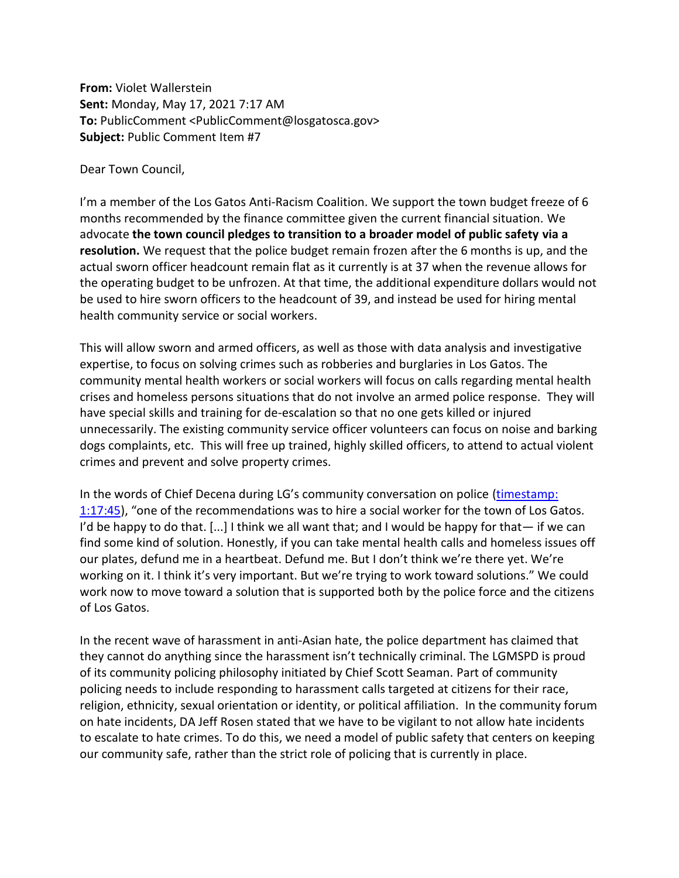**From:** Violet Wallerstein
**Sent:** Monday, May 17, 2021 7:17 AM
**To:** PublicComment <PublicComment@losgatosca.gov>
**Subject:** Public Comment Item #7

Dear Town Council,

I'm a member of the Los Gatos Anti-Racism Coalition. We support the town budget freeze of 6 months recommended by the finance committee given the current financial situation. We advocate **the town council pledges to transition to a broader model of public safety via a resolution.** We request that the police budget remain frozen after the 6 months is up, and the actual sworn officer headcount remain flat as it currently is at 37 when the revenue allows for the operating budget to be unfrozen. At that time, the additional expenditure dollars would not be used to hire sworn officers to the headcount of 39, and instead be used for hiring mental health community service or social workers.

This will allow sworn and armed officers, as well as those with data analysis and investigative expertise, to focus on solving crimes such as robberies and burglaries in Los Gatos. The community mental health workers or social workers will focus on calls regarding mental health crises and homeless persons situations that do not involve an armed police response. They will have special skills and training for de-escalation so that no one gets killed or injured unnecessarily. The existing community service officer volunteers can focus on noise and barking dogs complaints, etc. This will free up trained, highly skilled officers, to attend to actual violent crimes and prevent and solve property crimes.

In the words of Chief Decena during LG's community conversation on police (timestamp: 1:17:45), "one of the recommendations was to hire a social worker for the town of Los Gatos. I'd be happy to do that. [...] I think we all want that; and I would be happy for that— if we can find some kind of solution. Honestly, if you can take mental health calls and homeless issues off our plates, defund me in a heartbeat. Defund me. But I don't think we're there yet. We're working on it. I think it's very important. But we're trying to work toward solutions." We could work now to move toward a solution that is supported both by the police force and the citizens of Los Gatos.

In the recent wave of harassment in anti-Asian hate, the police department has claimed that they cannot do anything since the harassment isn't technically criminal. The LGMSPD is proud of its community policing philosophy initiated by Chief Scott Seaman. Part of community policing needs to include responding to harassment calls targeted at citizens for their race, religion, ethnicity, sexual orientation or identity, or political affiliation. In the community forum on hate incidents, DA Jeff Rosen stated that we have to be vigilant to not allow hate incidents to escalate to hate crimes. To do this, we need a model of public safety that centers on keeping our community safe, rather than the strict role of policing that is currently in place.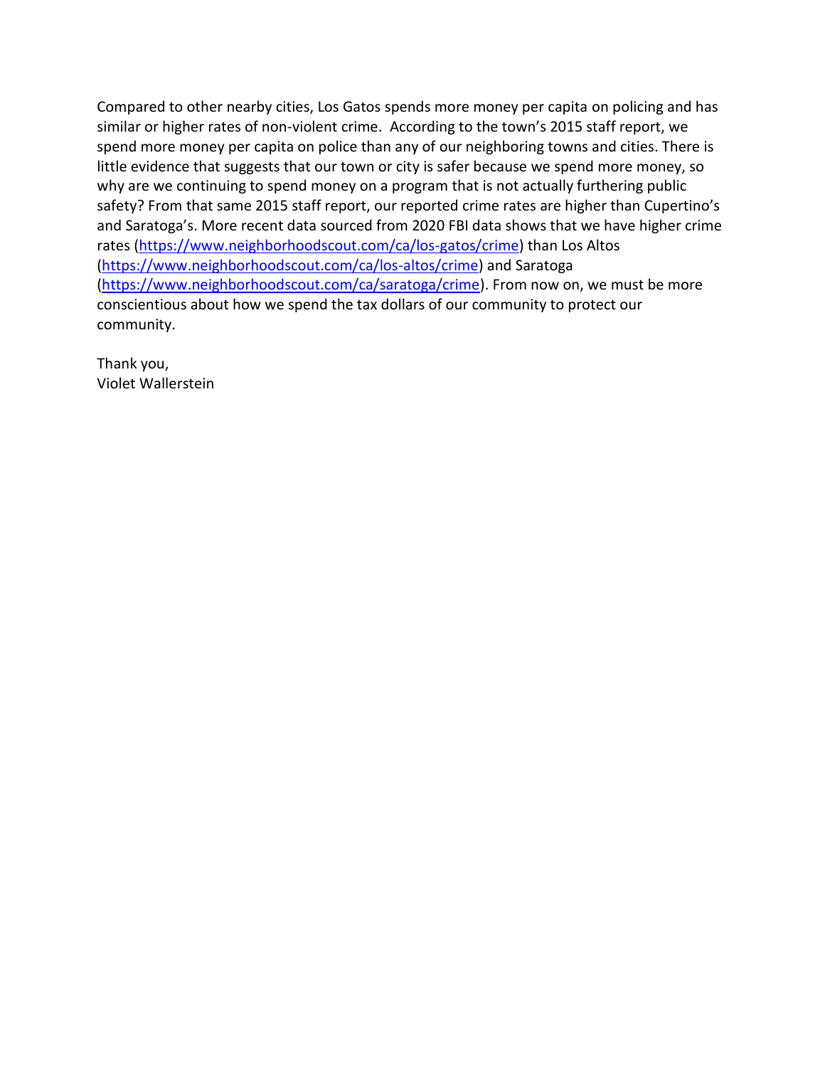Compared to other nearby cities, Los Gatos spends more money per capita on policing and has similar or higher rates of non-violent crime. According to the town's 2015 staff report, we spend more money per capita on police than any of our neighboring towns and cities. There is little evidence that suggests that our town or city is safer because we spend more money, so why are we continuing to spend money on a program that is not actually furthering public safety? From that same 2015 staff report, our reported crime rates are higher than Cupertino's and Saratoga's. More recent data sourced from 2020 FBI data shows that we have higher crime rates (https://www.neighborhoodscout.com/ca/los-gatos/crime) than Los Altos (https://www.neighborhoodscout.com/ca/los-altos/crime) and Saratoga (https://www.neighborhoodscout.com/ca/saratoga/crime). From now on, we must be more conscientious about how we spend the tax dollars of our community to protect our community.

Thank you,
Violet Wallerstein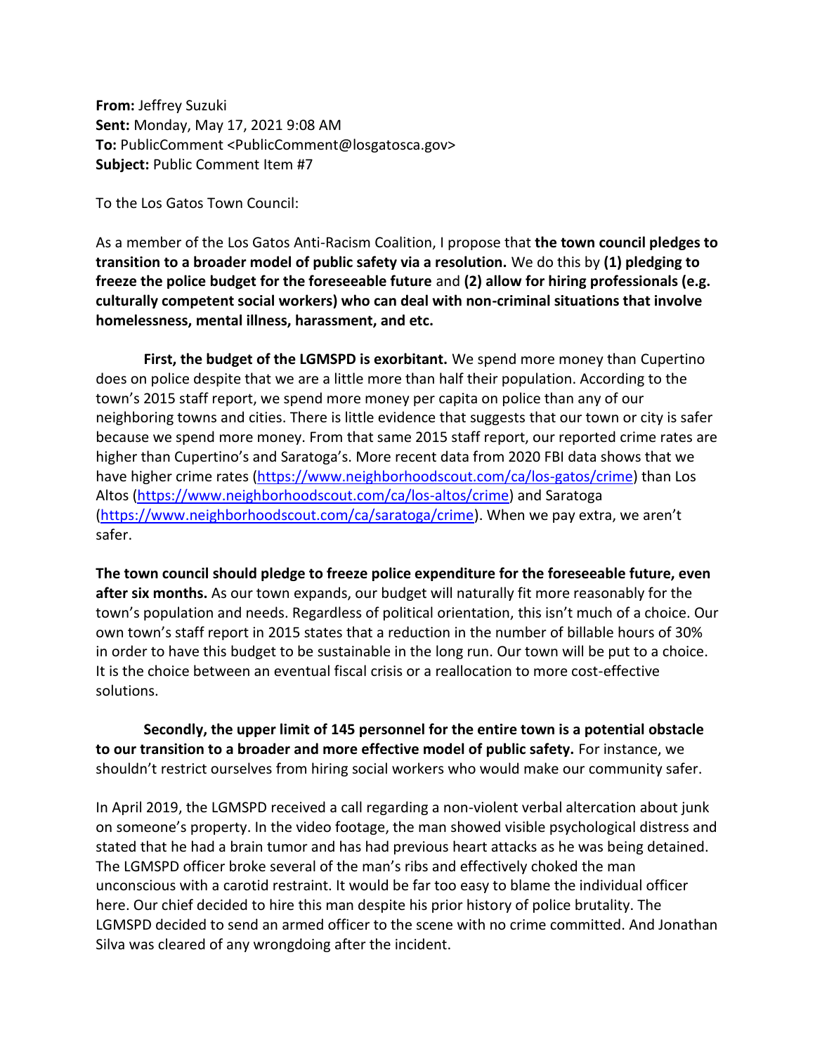**From:** Jeffrey Suzuki
**Sent:** Monday, May 17, 2021 9:08 AM
**To:** PublicComment <PublicComment@losgatosca.gov>
**Subject:** Public Comment Item #7

To the Los Gatos Town Council:

As a member of the Los Gatos Anti-Racism Coalition, I propose that **the town council pledges to transition to a broader model of public safety via a resolution.** We do this by **(1) pledging to freeze the police budget for the foreseeable future** and **(2) allow for hiring professionals (e.g. culturally competent social workers) who can deal with non-criminal situations that involve homelessness, mental illness, harassment, and etc.**

**First, the budget of the LGMSPD is exorbitant.** We spend more money than Cupertino does on police despite that we are a little more than half their population. According to the town's 2015 staff report, we spend more money per capita on police than any of our neighboring towns and cities. There is little evidence that suggests that our town or city is safer because we spend more money. From that same 2015 staff report, our reported crime rates are higher than Cupertino's and Saratoga's. More recent data from 2020 FBI data shows that we have higher crime rates (https://www.neighborhoodscout.com/ca/los-gatos/crime) than Los Altos (https://www.neighborhoodscout.com/ca/los-altos/crime) and Saratoga (https://www.neighborhoodscout.com/ca/saratoga/crime). When we pay extra, we aren't safer.

**The town council should pledge to freeze police expenditure for the foreseeable future, even after six months.** As our town expands, our budget will naturally fit more reasonably for the town's population and needs. Regardless of political orientation, this isn't much of a choice. Our own town's staff report in 2015 states that a reduction in the number of billable hours of 30% in order to have this budget to be sustainable in the long run. Our town will be put to a choice. It is the choice between an eventual fiscal crisis or a reallocation to more cost-effective solutions.

**Secondly, the upper limit of 145 personnel for the entire town is a potential obstacle to our transition to a broader and more effective model of public safety.** For instance, we shouldn't restrict ourselves from hiring social workers who would make our community safer.

In April 2019, the LGMSPD received a call regarding a non-violent verbal altercation about junk on someone's property. In the video footage, the man showed visible psychological distress and stated that he had a brain tumor and has had previous heart attacks as he was being detained. The LGMSPD officer broke several of the man's ribs and effectively choked the man unconscious with a carotid restraint. It would be far too easy to blame the individual officer here. Our chief decided to hire this man despite his prior history of police brutality. The LGMSPD decided to send an armed officer to the scene with no crime committed. And Jonathan Silva was cleared of any wrongdoing after the incident.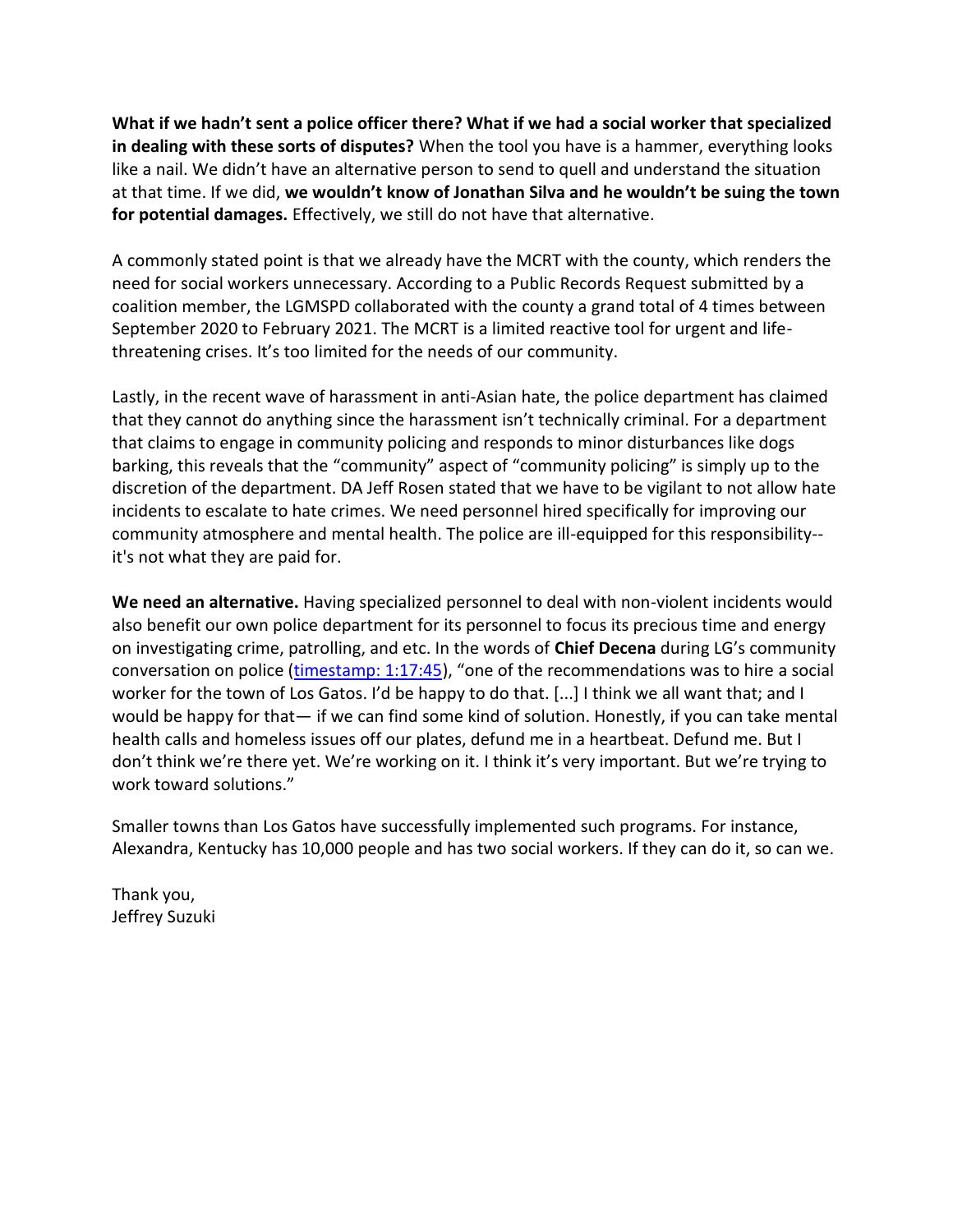**What if we hadn't sent a police officer there? What if we had a social worker that specialized in dealing with these sorts of disputes?** When the tool you have is a hammer, everything looks like a nail. We didn't have an alternative person to send to quell and understand the situation at that time. If we did, **we wouldn't know of Jonathan Silva and he wouldn't be suing the town for potential damages.** Effectively, we still do not have that alternative.

A commonly stated point is that we already have the MCRT with the county, which renders the need for social workers unnecessary. According to a Public Records Request submitted by a coalition member, the LGMSPD collaborated with the county a grand total of 4 times between September 2020 to February 2021. The MCRT is a limited reactive tool for urgent and life-threatening crises. It's too limited for the needs of our community.

Lastly, in the recent wave of harassment in anti-Asian hate, the police department has claimed that they cannot do anything since the harassment isn't technically criminal. For a department that claims to engage in community policing and responds to minor disturbances like dogs barking, this reveals that the "community" aspect of "community policing" is simply up to the discretion of the department. DA Jeff Rosen stated that we have to be vigilant to not allow hate incidents to escalate to hate crimes. We need personnel hired specifically for improving our community atmosphere and mental health. The police are ill-equipped for this responsibility--it's not what they are paid for.

**We need an alternative.** Having specialized personnel to deal with non-violent incidents would also benefit our own police department for its personnel to focus its precious time and energy on investigating crime, patrolling, and etc. In the words of **Chief Decena** during LG's community conversation on police (timestamp: 1:17:45), "one of the recommendations was to hire a social worker for the town of Los Gatos. I'd be happy to do that. [...] I think we all want that; and I would be happy for that— if we can find some kind of solution. Honestly, if you can take mental health calls and homeless issues off our plates, defund me in a heartbeat. Defund me. But I don't think we're there yet. We're working on it. I think it's very important. But we're trying to work toward solutions."

Smaller towns than Los Gatos have successfully implemented such programs. For instance, Alexandra, Kentucky has 10,000 people and has two social workers. If they can do it, so can we.

Thank you,
Jeffrey Suzuki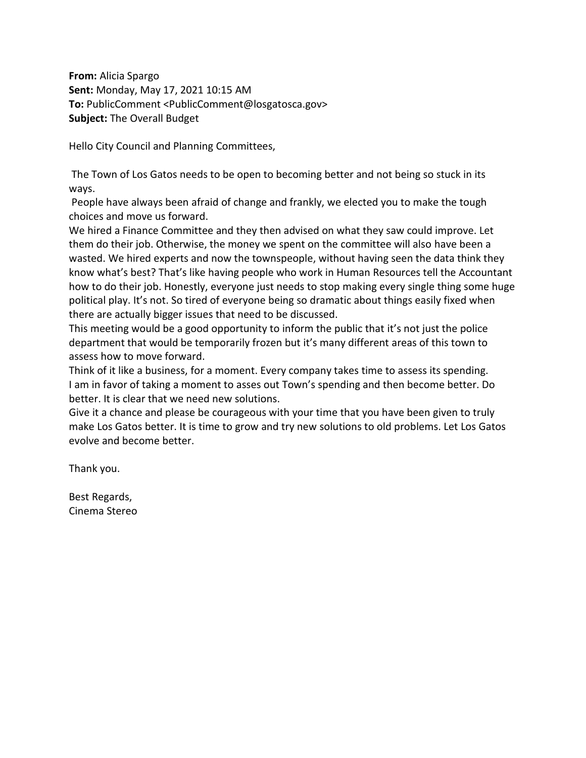**From:** Alicia Spargo
**Sent:** Monday, May 17, 2021 10:15 AM
**To:** PublicComment <PublicComment@losgatosca.gov>
**Subject:** The Overall Budget

Hello City Council and Planning Committees,

The Town of Los Gatos needs to be open to becoming better and not being so stuck in its ways.
People have always been afraid of change and frankly, we elected you to make the tough choices and move us forward.
We hired a Finance Committee and they then advised on what they saw could improve. Let them do their job. Otherwise, the money we spent on the committee will also have been a wasted. We hired experts and now the townspeople, without having seen the data think they know what's best? That's like having people who work in Human Resources tell the Accountant how to do their job. Honestly, everyone just needs to stop making every single thing some huge political play. It's not. So tired of everyone being so dramatic about things easily fixed when there are actually bigger issues that need to be discussed.
This meeting would be a good opportunity to inform the public that it's not just the police department that would be temporarily frozen but it's many different areas of this town to assess how to move forward.
Think of it like a business, for a moment. Every company takes time to assess its spending.
I am in favor of taking a moment to asses out Town's spending and then become better. Do better. It is clear that we need new solutions.
Give it a chance and please be courageous with your time that you have been given to truly make Los Gatos better. It is time to grow and try new solutions to old problems. Let Los Gatos evolve and become better.

Thank you.

Best Regards,
Cinema Stereo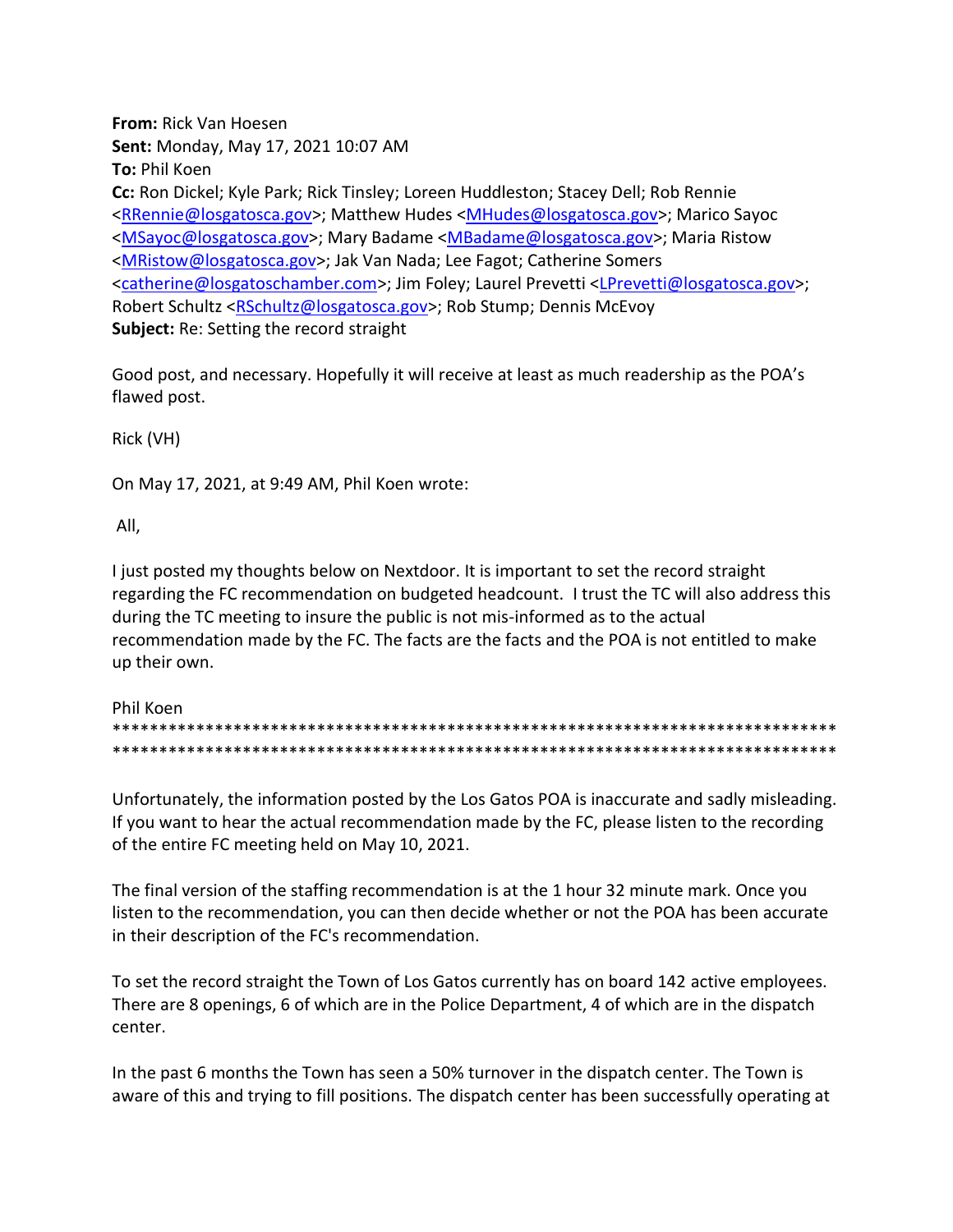**From:** Rick Van Hoesen
**Sent:** Monday, May 17, 2021 10:07 AM
**To:** Phil Koen
**Cc:** Ron Dickel; Kyle Park; Rick Tinsley; Loreen Huddleston; Stacey Dell; Rob Rennie <RRennie@losgatosca.gov>; Matthew Hudes <MHudes@losgatosca.gov>; Marico Sayoc <MSayoc@losgatosca.gov>; Mary Badame <MBadame@losgatosca.gov>; Maria Ristow <MRistow@losgatosca.gov>; Jak Van Nada; Lee Fagot; Catherine Somers <catherine@losgatoschamber.com>; Jim Foley; Laurel Prevetti <LPrevetti@losgatosca.gov>; Robert Schultz <RSchultz@losgatosca.gov>; Rob Stump; Dennis McEvoy
**Subject:** Re: Setting the record straight

Good post, and necessary. Hopefully it will receive at least as much readership as the POA's flawed post.

Rick (VH)

On May 17, 2021, at 9:49 AM, Phil Koen wrote:

All,

I just posted my thoughts below on Nextdoor. It is important to set the record straight regarding the FC recommendation on budgeted headcount. I trust the TC will also address this during the TC meeting to insure the public is not mis-informed as to the actual recommendation made by the FC. The facts are the facts and the POA is not entitled to make up their own.

Phil Koen

********************************************************************************
********************************************************************************

Unfortunately, the information posted by the Los Gatos POA is inaccurate and sadly misleading. If you want to hear the actual recommendation made by the FC, please listen to the recording of the entire FC meeting held on May 10, 2021.

The final version of the staffing recommendation is at the 1 hour 32 minute mark. Once you listen to the recommendation, you can then decide whether or not the POA has been accurate in their description of the FC's recommendation.

To set the record straight the Town of Los Gatos currently has on board 142 active employees. There are 8 openings, 6 of which are in the Police Department, 4 of which are in the dispatch center.

In the past 6 months the Town has seen a 50% turnover in the dispatch center. The Town is aware of this and trying to fill positions. The dispatch center has been successfully operating at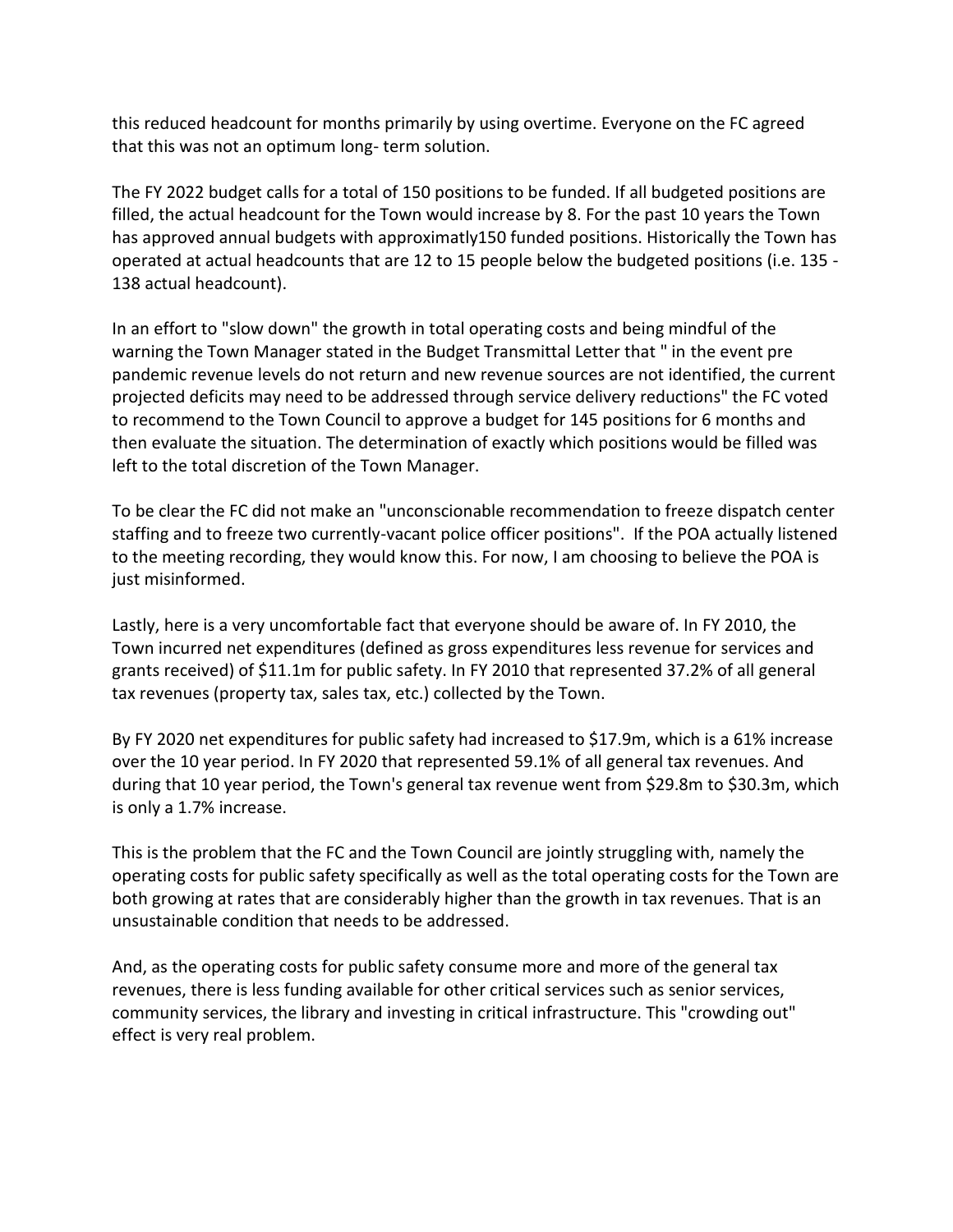this reduced headcount for months primarily by using overtime. Everyone on the FC agreed that this was not an optimum long- term solution.

The FY 2022 budget calls for a total of 150 positions to be funded. If all budgeted positions are filled, the actual headcount for the Town would increase by 8. For the past 10 years the Town has approved annual budgets with approximatly150 funded positions. Historically the Town has operated at actual headcounts that are 12 to 15 people below the budgeted positions (i.e. 135 - 138 actual headcount).

In an effort to "slow down" the growth in total operating costs and being mindful of the warning the Town Manager stated in the Budget Transmittal Letter that " in the event pre pandemic revenue levels do not return and new revenue sources are not identified, the current projected deficits may need to be addressed through service delivery reductions" the FC voted to recommend to the Town Council to approve a budget for 145 positions for 6 months and then evaluate the situation. The determination of exactly which positions would be filled was left to the total discretion of the Town Manager.

To be clear the FC did not make an "unconscionable recommendation to freeze dispatch center staffing and to freeze two currently-vacant police officer positions". If the POA actually listened to the meeting recording, they would know this. For now, I am choosing to believe the POA is just misinformed.

Lastly, here is a very uncomfortable fact that everyone should be aware of. In FY 2010, the Town incurred net expenditures (defined as gross expenditures less revenue for services and grants received) of $11.1m for public safety. In FY 2010 that represented 37.2% of all general tax revenues (property tax, sales tax, etc.) collected by the Town.

By FY 2020 net expenditures for public safety had increased to $17.9m, which is a 61% increase over the 10 year period. In FY 2020 that represented 59.1% of all general tax revenues. And during that 10 year period, the Town's general tax revenue went from $29.8m to $30.3m, which is only a 1.7% increase.

This is the problem that the FC and the Town Council are jointly struggling with, namely the operating costs for public safety specifically as well as the total operating costs for the Town are both growing at rates that are considerably higher than the growth in tax revenues. That is an unsustainable condition that needs to be addressed.

And, as the operating costs for public safety consume more and more of the general tax revenues, there is less funding available for other critical services such as senior services, community services, the library and investing in critical infrastructure. This "crowding out" effect is very real problem.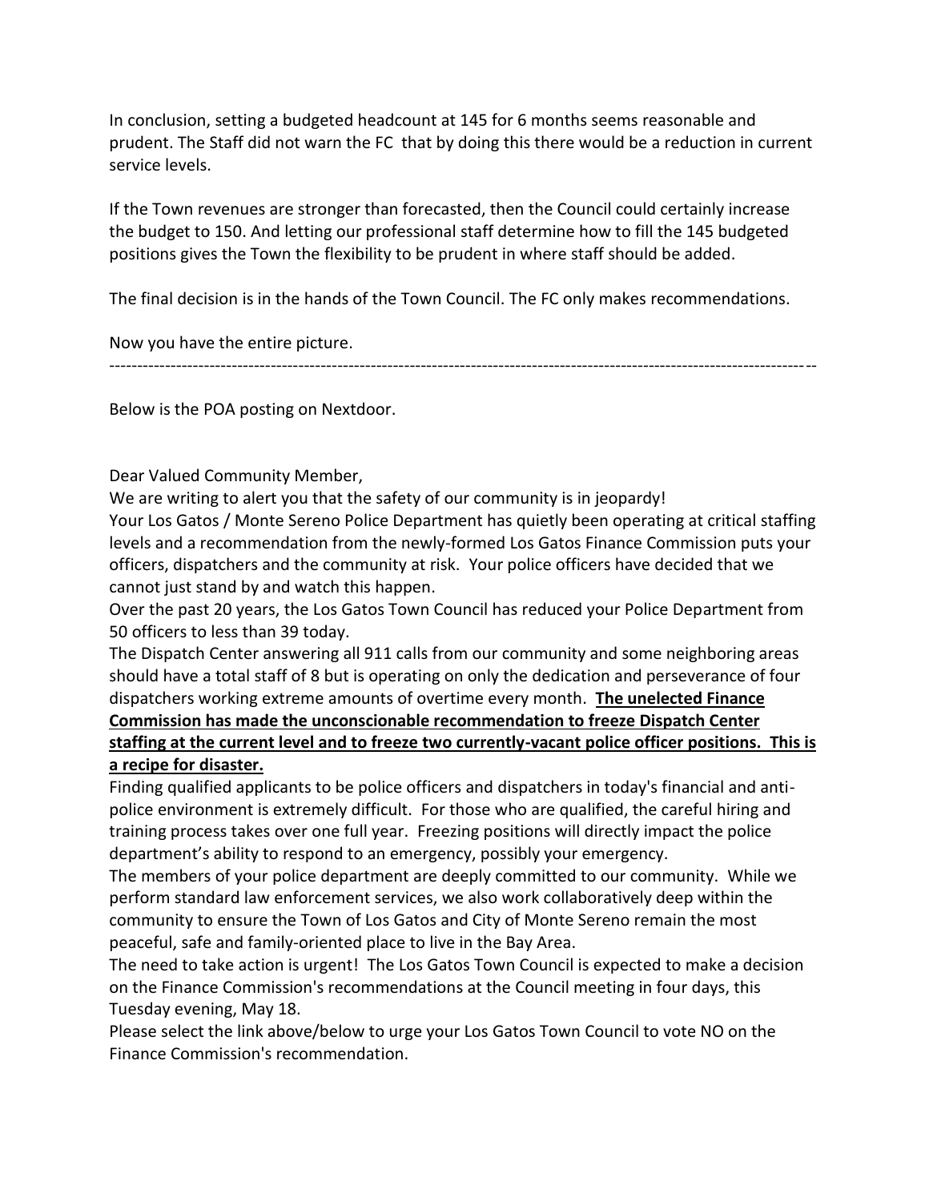In conclusion, setting a budgeted headcount at 145 for 6 months seems reasonable and prudent. The Staff did not warn the FC that by doing this there would be a reduction in current service levels.

If the Town revenues are stronger than forecasted, then the Council could certainly increase the budget to 150. And letting our professional staff determine how to fill the 145 budgeted positions gives the Town the flexibility to be prudent in where staff should be added.

The final decision is in the hands of the Town Council. The FC only makes recommendations.

Now you have the entire picture.

---

Below is the POA posting on Nextdoor.

Dear Valued Community Member,
We are writing to alert you that the safety of our community is in jeopardy!
Your Los Gatos / Monte Sereno Police Department has quietly been operating at critical staffing levels and a recommendation from the newly-formed Los Gatos Finance Commission puts your officers, dispatchers and the community at risk. Your police officers have decided that we cannot just stand by and watch this happen.
Over the past 20 years, the Los Gatos Town Council has reduced your Police Department from 50 officers to less than 39 today.
The Dispatch Center answering all 911 calls from our community and some neighboring areas should have a total staff of 8 but is operating on only the dedication and perseverance of four dispatchers working extreme amounts of overtime every month. **The unelected Finance Commission has made the unconscionable recommendation to freeze Dispatch Center staffing at the current level and to freeze two currently-vacant police officer positions. This is a recipe for disaster.**
Finding qualified applicants to be police officers and dispatchers in today's financial and anti-police environment is extremely difficult. For those who are qualified, the careful hiring and training process takes over one full year. Freezing positions will directly impact the police department's ability to respond to an emergency, possibly your emergency.
The members of your police department are deeply committed to our community. While we perform standard law enforcement services, we also work collaboratively deep within the community to ensure the Town of Los Gatos and City of Monte Sereno remain the most peaceful, safe and family-oriented place to live in the Bay Area.
The need to take action is urgent! The Los Gatos Town Council is expected to make a decision on the Finance Commission's recommendations at the Council meeting in four days, this Tuesday evening, May 18.
Please select the link above/below to urge your Los Gatos Town Council to vote NO on the Finance Commission's recommendation.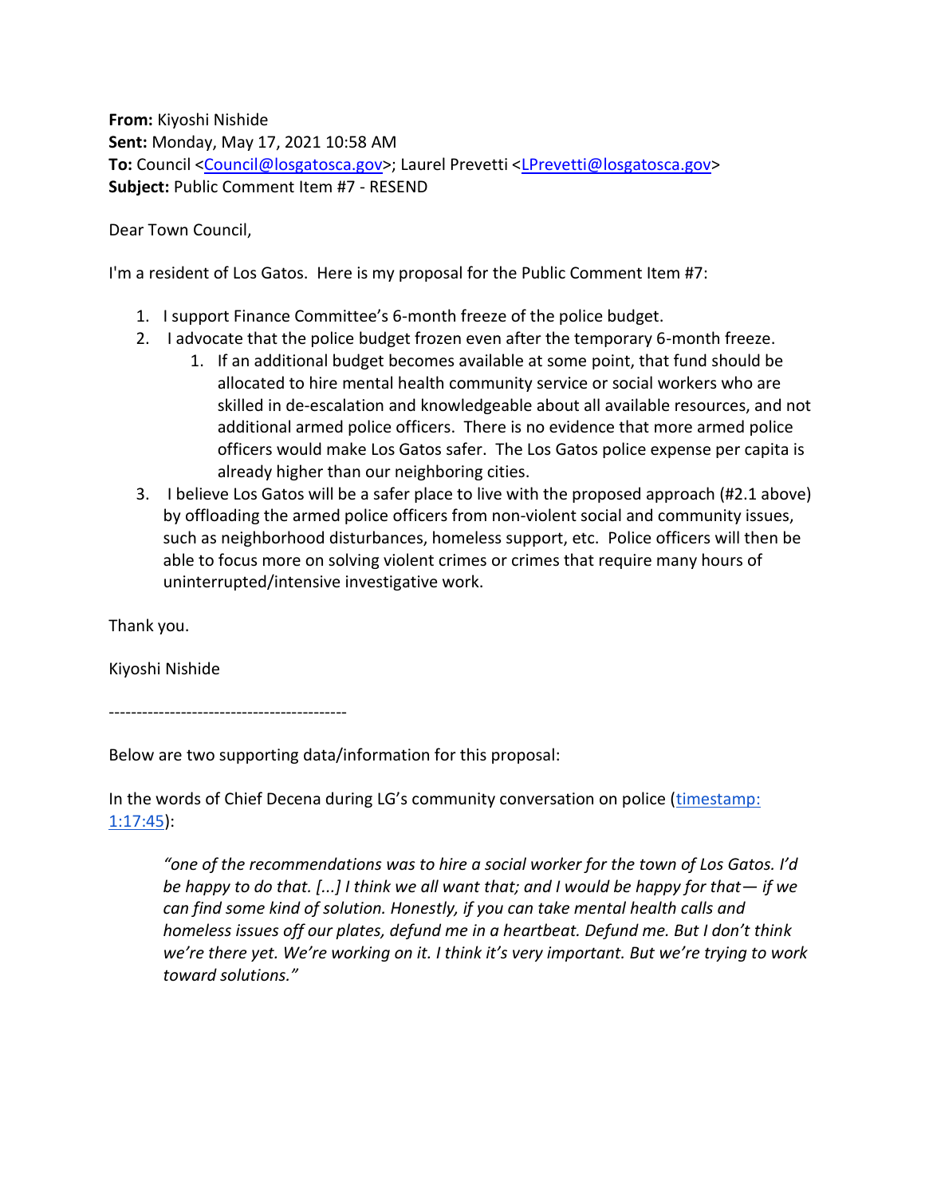**From:** Kiyoshi Nishide
**Sent:** Monday, May 17, 2021 10:58 AM
**To:** Council <Council@losgatosca.gov>; Laurel Prevetti <LPrevetti@losgatosca.gov>
**Subject:** Public Comment Item #7 - RESEND

Dear Town Council,

I'm a resident of Los Gatos. Here is my proposal for the Public Comment Item #7:

1. I support Finance Committee's 6-month freeze of the police budget.
2. I advocate that the police budget frozen even after the temporary 6-month freeze.
    1. If an additional budget becomes available at some point, that fund should be allocated to hire mental health community service or social workers who are skilled in de-escalation and knowledgeable about all available resources, and not additional armed police officers. There is no evidence that more armed police officers would make Los Gatos safer. The Los Gatos police expense per capita is already higher than our neighboring cities.
3. I believe Los Gatos will be a safer place to live with the proposed approach (#2.1 above) by offloading the armed police officers from non-violent social and community issues, such as neighborhood disturbances, homeless support, etc. Police officers will then be able to focus more on solving violent crimes or crimes that require many hours of uninterrupted/intensive investigative work.

Thank you.

Kiyoshi Nishide

------------------------------------------

Below are two supporting data/information for this proposal:

In the words of Chief Decena during LG's community conversation on police (timestamp: 1:17:45):

> *"one of the recommendations was to hire a social worker for the town of Los Gatos. I'd be happy to do that. [...] I think we all want that; and I would be happy for that— if we can find some kind of solution. Honestly, if you can take mental health calls and homeless issues off our plates, defund me in a heartbeat. Defund me. But I don't think we're there yet. We're working on it. I think it's very important. But we're trying to work toward solutions."*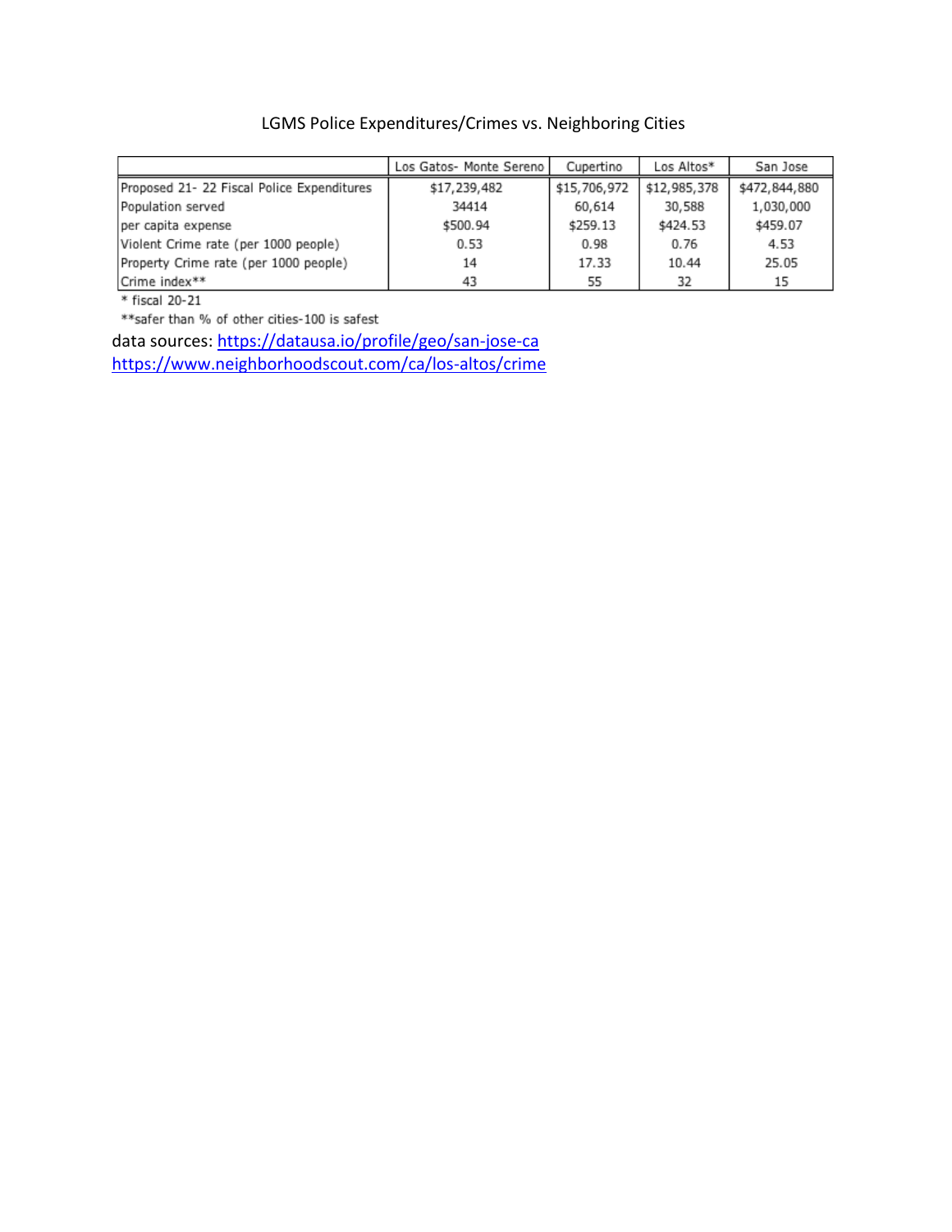LGMS Police Expenditures/Crimes vs. Neighboring Cities

| | Los Gatos- Monte Sereno | Cupertino | Los Altos* | San Jose |
|---|---|---|---|---|
| Proposed 21- 22 Fiscal Police Expenditures | $17,239,482 | $15,706,972 | $12,985,378 | $472,844,880 |
| Population served | 34414 | 60,614 | 30,588 | 1,030,000 |
| per capita expense | $500.94 | $259.13 | $424.53 | $459.07 |
| Violent Crime rate (per 1000 people) | 0.53 | 0.98 | 0.76 | 4.53 |
| Property Crime rate (per 1000 people) | 14 | 17.33 | 10.44 | 25.05 |
| Crime index** | 43 | 55 | 32 | 15 |

* fiscal 20-21

**safer than % of other cities-100 is safest

data sources: https://datausa.io/profile/geo/san-jose-ca
https://www.neighborhoodscout.com/ca/los-altos/crime